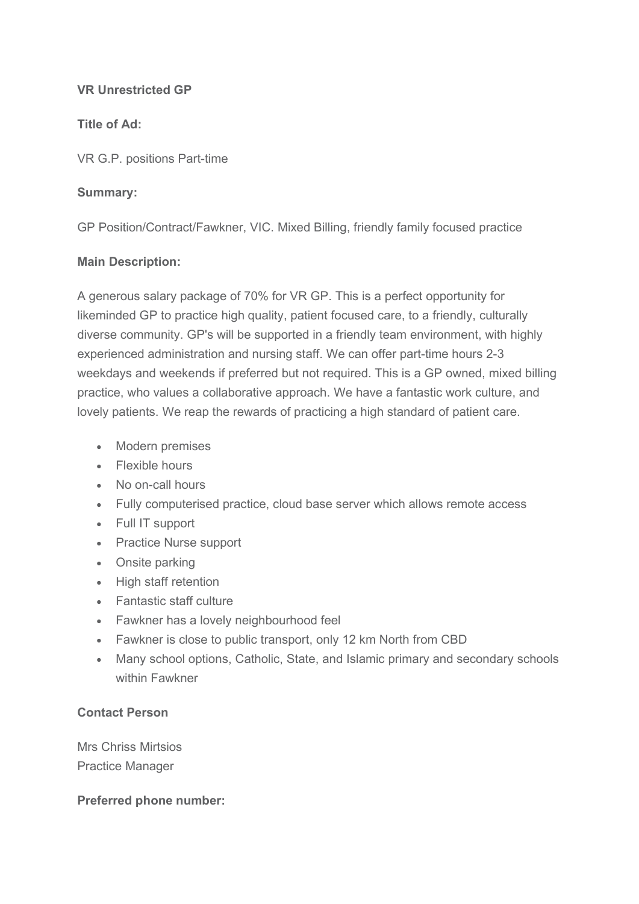**VR Unrestricted GP**

**Title of Ad:**

VR G.P. positions Part-time

**Summary:**

GP Position/Contract/Fawkner, VIC. Mixed Billing, friendly family focused practice

**Main Description:**

A generous salary package of 70% for VR GP. This is a perfect opportunity for likeminded GP to practice high quality, patient focused care, to a friendly, culturally diverse community. GP's will be supported in a friendly team environment, with highly experienced administration and nursing staff. We can offer part-time hours 2-3 weekdays and weekends if preferred but not required. This is a GP owned, mixed billing practice, who values a collaborative approach. We have a fantastic work culture, and lovely patients. We reap the rewards of practicing a high standard of patient care.

- Modern premises
- Flexible hours
- No on-call hours
- Fully computerised practice, cloud base server which allows remote access
- Full IT support
- Practice Nurse support
- Onsite parking
- High staff retention
- Fantastic staff culture
- Fawkner has a lovely neighbourhood feel
- Fawkner is close to public transport, only 12 km North from CBD
- Many school options, Catholic, State, and Islamic primary and secondary schools within Fawkner

**Contact Person**

Mrs Chriss Mirtsios
Practice Manager

**Preferred phone number:**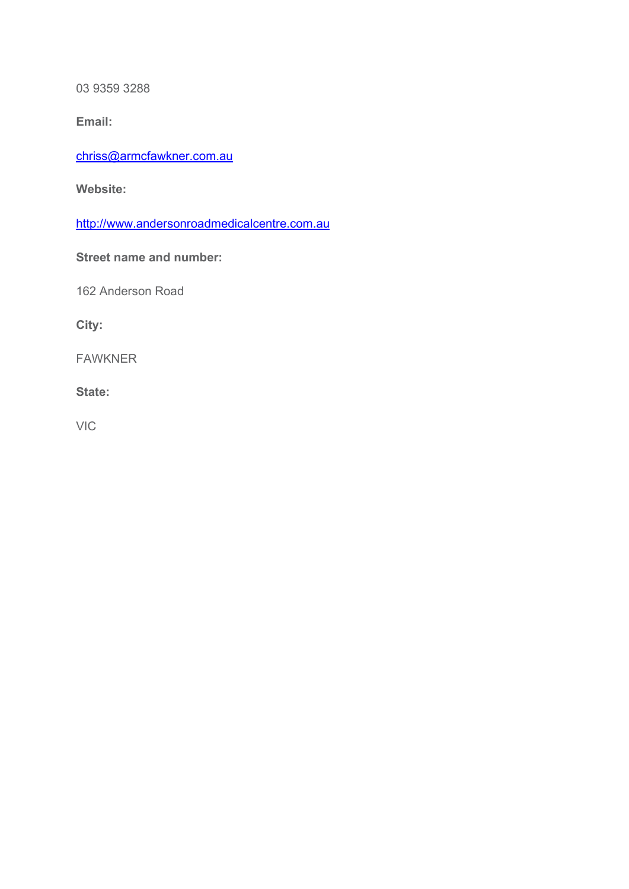03 9359 3288

**Email:**

chriss@armcfawkner.com.au

**Website:**

http://www.andersonroadmedicalcentre.com.au

**Street name and number:**

162 Anderson Road

**City:**

FAWKNER

**State:**

VIC